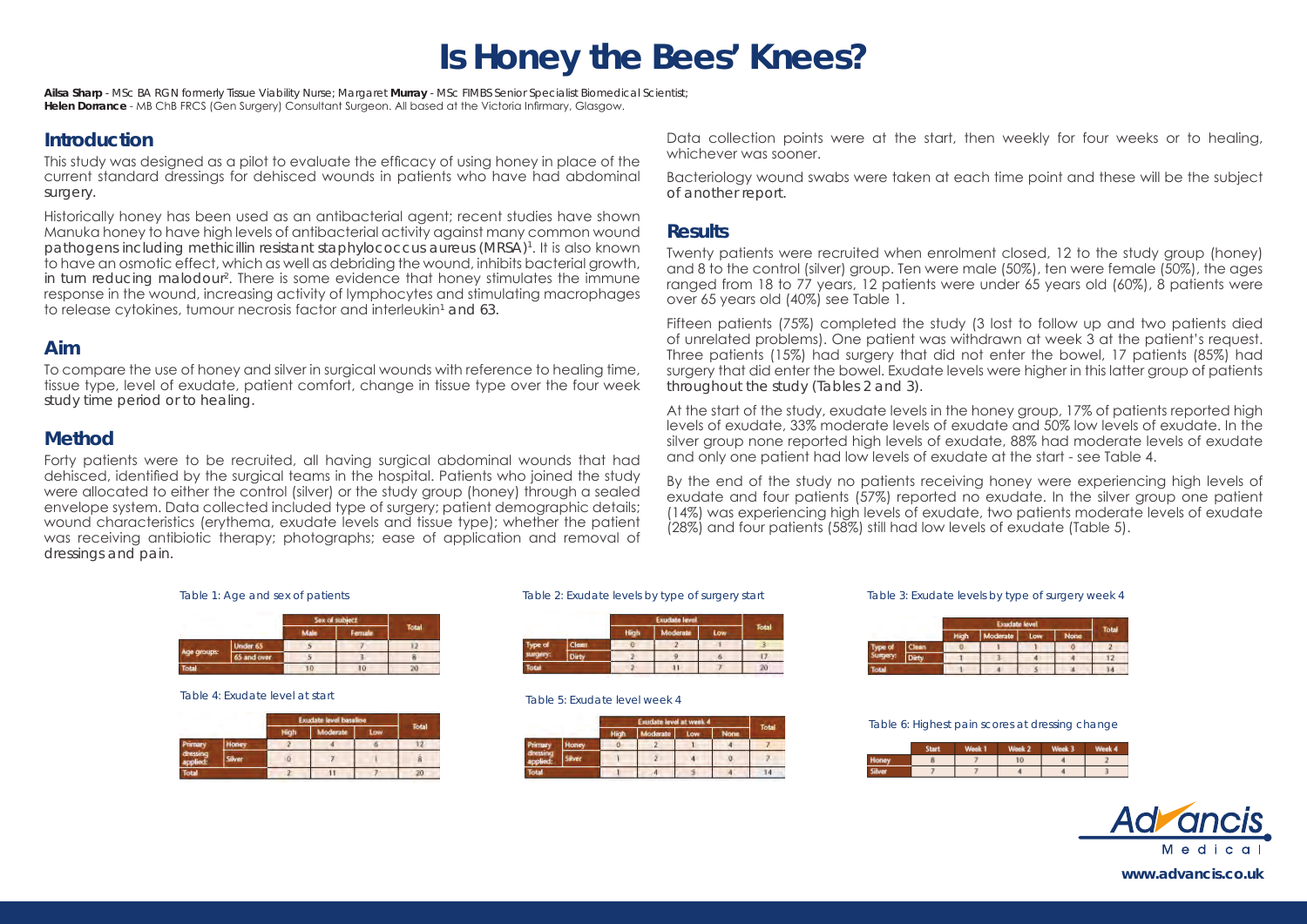# Is Honey the Bees' Knees?

**Ailsa Sharp** - MSc BA RGN formerly Tissue Viability Nurse; Margaret **Murray** - MSc FIMBS Senior Specialist Biomedical Scientist;
**Helen Dorrance** - MB ChB FRCS (Gen Surgery) Consultant Surgeon. All based at the Victoria Infirmary, Glasgow.

## Introduction

This study was designed as a pilot to evaluate the efficacy of using honey in place of the current standard dressings for dehisced wounds in patients who have had abdominal surgery.

Historically honey has been used as an antibacterial agent; recent studies have shown Manuka honey to have high levels of antibacterial activity against many common wound pathogens including methicillin resistant staphylococcus aureus (MRSA)[1]. It is also known to have an osmotic effect, which as well as debriding the wound, inhibits bacterial growth, in turn reducing malodour[2]. There is some evidence that honey stimulates the immune response in the wound, increasing activity of lymphocytes and stimulating macrophages to release cytokines, tumour necrosis factor and interleukin[1] and 63.

## Aim

To compare the use of honey and silver in surgical wounds with reference to healing time, tissue type, level of exudate, patient comfort, change in tissue type over the four week study time period or to healing.

## Method

Forty patients were to be recruited, all having surgical abdominal wounds that had dehisced, identified by the surgical teams in the hospital. Patients who joined the study were allocated to either the control (silver) or the study group (honey) through a sealed envelope system. Data collected included type of surgery; patient demographic details; wound characteristics (erythema, exudate levels and tissue type); whether the patient was receiving antibiotic therapy; photographs; ease of application and removal of dressings and pain.

Data collection points were at the start, then weekly for four weeks or to healing, whichever was sooner.

Bacteriology wound swabs were taken at each time point and these will be the subject of another report.

## Results

Twenty patients were recruited when enrolment closed, 12 to the study group (honey) and 8 to the control (silver) group. Ten were male (50%), ten were female (50%), the ages ranged from 18 to 77 years, 12 patients were under 65 years old (60%), 8 patients were over 65 years old (40%) see Table 1.

Fifteen patients (75%) completed the study (3 lost to follow up and two patients died of unrelated problems). One patient was withdrawn at week 3 at the patient's request. Three patients (15%) had surgery that did not enter the bowel, 17 patients (85%) had surgery that did enter the bowel. Exudate levels were higher in this latter group of patients throughout the study (Tables 2 and 3).

At the start of the study, exudate levels in the honey group, 17% of patients reported high levels of exudate, 33% moderate levels of exudate and 50% low levels of exudate. In the silver group none reported high levels of exudate, 88% had moderate levels of exudate and only one patient had low levels of exudate at the start - see Table 4.

By the end of the study no patients receiving honey were experiencing high levels of exudate and four patients (57%) reported no exudate. In the silver group one patient (14%) was experiencing high levels of exudate, two patients moderate levels of exudate (28%) and four patients (58%) still had low levels of exudate (Table 5).

Table 1: Age and sex of patients

| | | Sex of subject | | Total |
|---|---|---|---|---|
| | | Male | Female | |
| Age groups: | Under 65 | 5 | 7 | 12 |
| | 65 and over | 5 | 3 | 8 |
| Total | | 10 | 10 | 20 |

Table 2: Exudate levels by type of surgery start

| | | Exudate level | | | Total |
|---|---|---|---|---|---|
| | | High | Moderate | Low | |
| Type of surgery: | Clean | 0 | 2 | 1 | 3 |
| | Dirty | 2 | 9 | 6 | 17 |
| Total | | 2 | 11 | 7 | 20 |

Table 3: Exudate levels by type of surgery week 4

| | | Exudate level | | | | Total |
|---|---|---|---|---|---|---|
| | | High | Moderate | Low | None | |
| Type of Surgery: | Clean | 0 | 1 | 1 | 0 | 2 |
| | Dirty | 1 | 3 | 4 | 4 | 12 |
| Total | | 1 | 4 | 5 | 4 | 14 |

Table 4: Exudate level at start

| | | Exudate level baseline | | | Total |
|---|---|---|---|---|---|
| | | High | Moderate | Low | |
| Primary dressing applied: | Honey | 2 | 4 | 6 | 12 |
| | Silver | 0 | 7 | 1 | 8 |
| Total | | 2 | 11 | 7 | 20 |

Table 5: Exudate level week 4

| | | Exudate level at week 4 | | | | Total |
|---|---|---|---|---|---|---|
| | | High | Moderate | Low | None | |
| Primary dressing applied: | Honey | 0 | 2 | 1 | 4 | 7 |
| | Silver | 1 | 2 | 4 | 0 | 7 |
| Total | | 1 | 4 | 5 | 4 | 14 |

Table 6: Highest pain scores at dressing change

| | Start | Week 1 | Week 2 | Week 3 | Week 4 |
|---|---|---|---|---|---|
| Honey | 8 | 7 | 10 | 4 | 2 |
| Silver | 7 | 7 | 4 | 4 | 3 |

Advancis Medical

www.advancis.co.uk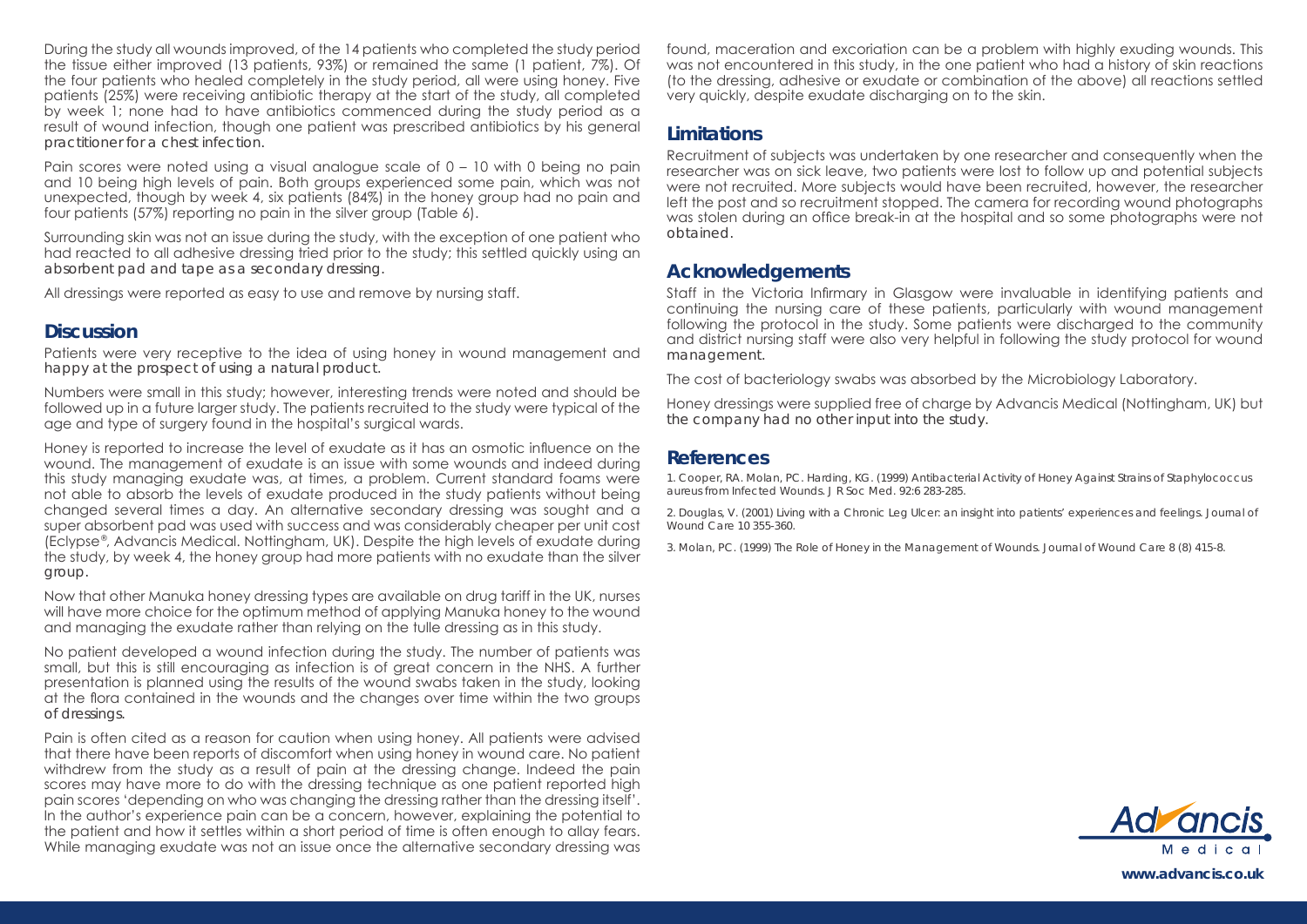During the study all wounds improved, of the 14 patients who completed the study period the tissue either improved (13 patients, 93%) or remained the same (1 patient, 7%). Of the four patients who healed completely in the study period, all were using honey. Five patients (25%) were receiving antibiotic therapy at the start of the study, all completed by week 1; none had to have antibiotics commenced during the study period as a result of wound infection, though one patient was prescribed antibiotics by his general practitioner for a chest infection.

Pain scores were noted using a visual analogue scale of 0 – 10 with 0 being no pain and 10 being high levels of pain. Both groups experienced some pain, which was not unexpected, though by week 4, six patients (84%) in the honey group had no pain and four patients (57%) reporting no pain in the silver group (Table 6).

Surrounding skin was not an issue during the study, with the exception of one patient who had reacted to all adhesive dressing tried prior to the study; this settled quickly using an absorbent pad and tape as a secondary dressing.

All dressings were reported as easy to use and remove by nursing staff.

## Discussion

Patients were very receptive to the idea of using honey in wound management and happy at the prospect of using a natural product.

Numbers were small in this study; however, interesting trends were noted and should be followed up in a future larger study. The patients recruited to the study were typical of the age and type of surgery found in the hospital's surgical wards.

Honey is reported to increase the level of exudate as it has an osmotic influence on the wound. The management of exudate is an issue with some wounds and indeed during this study managing exudate was, at times, a problem. Current standard foams were not able to absorb the levels of exudate produced in the study patients without being changed several times a day. An alternative secondary dressing was sought and a super absorbent pad was used with success and was considerably cheaper per unit cost (Eclypse®, Advancis Medical. Nottingham, UK). Despite the high levels of exudate during the study, by week 4, the honey group had more patients with no exudate than the silver group.

Now that other Manuka honey dressing types are available on drug tariff in the UK, nurses will have more choice for the optimum method of applying Manuka honey to the wound and managing the exudate rather than relying on the tulle dressing as in this study.

No patient developed a wound infection during the study. The number of patients was small, but this is still encouraging as infection is of great concern in the NHS. A further presentation is planned using the results of the wound swabs taken in the study, looking at the flora contained in the wounds and the changes over time within the two groups of dressings.

Pain is often cited as a reason for caution when using honey. All patients were advised that there have been reports of discomfort when using honey in wound care. No patient withdrew from the study as a result of pain at the dressing change. Indeed the pain scores may have more to do with the dressing technique as one patient reported high pain scores 'depending on who was changing the dressing rather than the dressing itself'. In the author's experience pain can be a concern, however, explaining the potential to the patient and how it settles within a short period of time is often enough to allay fears. While managing exudate was not an issue once the alternative secondary dressing was found, maceration and excoriation can be a problem with highly exuding wounds. This was not encountered in this study, in the one patient who had a history of skin reactions (to the dressing, adhesive or exudate or combination of the above) all reactions settled very quickly, despite exudate discharging on to the skin.

## Limitations

Recruitment of subjects was undertaken by one researcher and consequently when the researcher was on sick leave, two patients were lost to follow up and potential subjects were not recruited. More subjects would have been recruited, however, the researcher left the post and so recruitment stopped. The camera for recording wound photographs was stolen during an office break-in at the hospital and so some photographs were not obtained.

## Acknowledgements

Staff in the Victoria Infirmary in Glasgow were invaluable in identifying patients and continuing the nursing care of these patients, particularly with wound management following the protocol in the study. Some patients were discharged to the community and district nursing staff were also very helpful in following the study protocol for wound management.

The cost of bacteriology swabs was absorbed by the Microbiology Laboratory.

Honey dressings were supplied free of charge by Advancis Medical (Nottingham, UK) but the company had no other input into the study.

## References

1. Cooper, RA. Molan, PC. Harding, KG. (1999) Antibacterial Activity of Honey Against Strains of Staphylococcus aureus from Infected Wounds. J R Soc Med. 92:6 283-285.

2. Douglas, V. (2001) Living with a Chronic Leg Ulcer: an insight into patients' experiences and feelings. Journal of Wound Care 10 355-360.

3. Molan, PC. (1999) The Role of Honey in the Management of Wounds. Journal of Wound Care 8 (8) 415-8.

Advancis Medical

www.advancis.co.uk